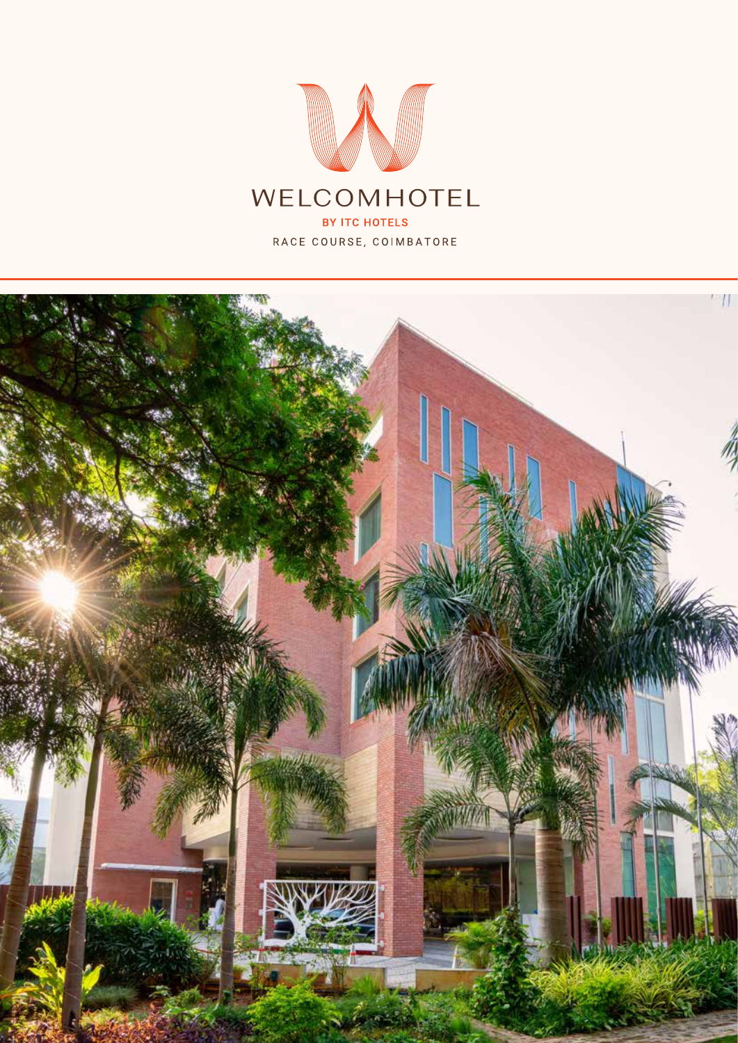# WELCOMHOTEL

BY ITC HOTELS

RACE COURSE, COIMBATORE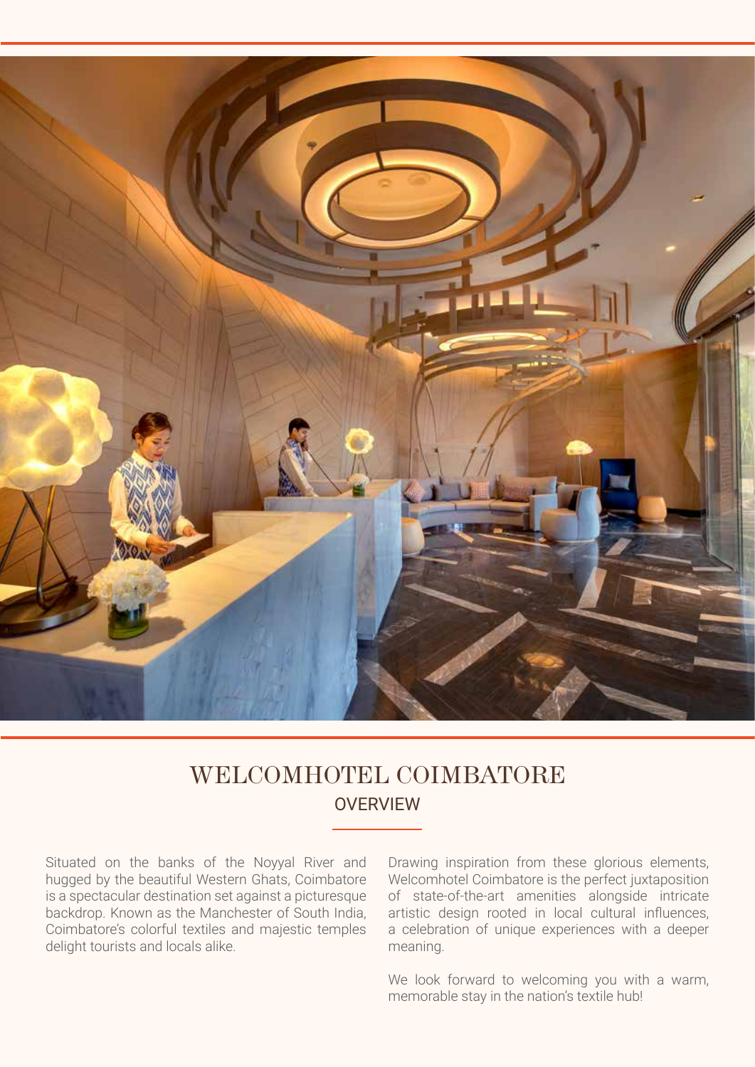# WELCOMHOTEL COIMBATORE

## OVERVIEW

Situated on the banks of the Noyyal River and hugged by the beautiful Western Ghats, Coimbatore is a spectacular destination set against a picturesque backdrop. Known as the Manchester of South India, Coimbatore's colorful textiles and majestic temples delight tourists and locals alike.

Drawing inspiration from these glorious elements, Welcomhotel Coimbatore is the perfect juxtaposition of state-of-the-art amenities alongside intricate artistic design rooted in local cultural influences, a celebration of unique experiences with a deeper meaning.

We look forward to welcoming you with a warm, memorable stay in the nation's textile hub!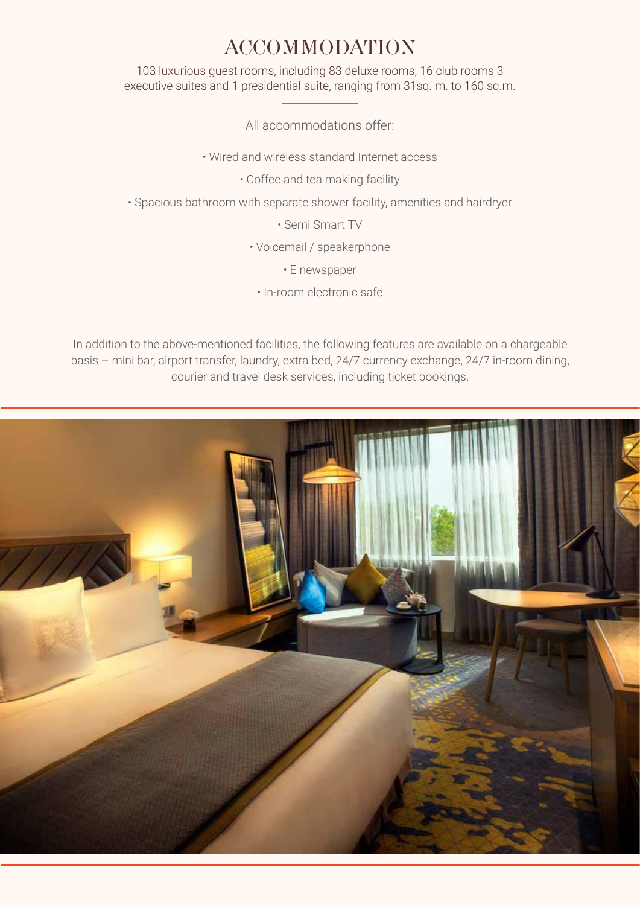# ACCOMMODATION

103 luxurious guest rooms, including 83 deluxe rooms, 16 club rooms 3 executive suites and 1 presidential suite, ranging from 31sq. m. to 160 sq.m.

All accommodations offer:

- Wired and wireless standard Internet access
- Coffee and tea making facility
- Spacious bathroom with separate shower facility, amenities and hairdryer
- Semi Smart TV
- Voicemail / speakerphone
- E newspaper
- In-room electronic safe

In addition to the above-mentioned facilities, the following features are available on a chargeable basis – mini bar, airport transfer, laundry, extra bed, 24/7 currency exchange, 24/7 in-room dining, courier and travel desk services, including ticket bookings.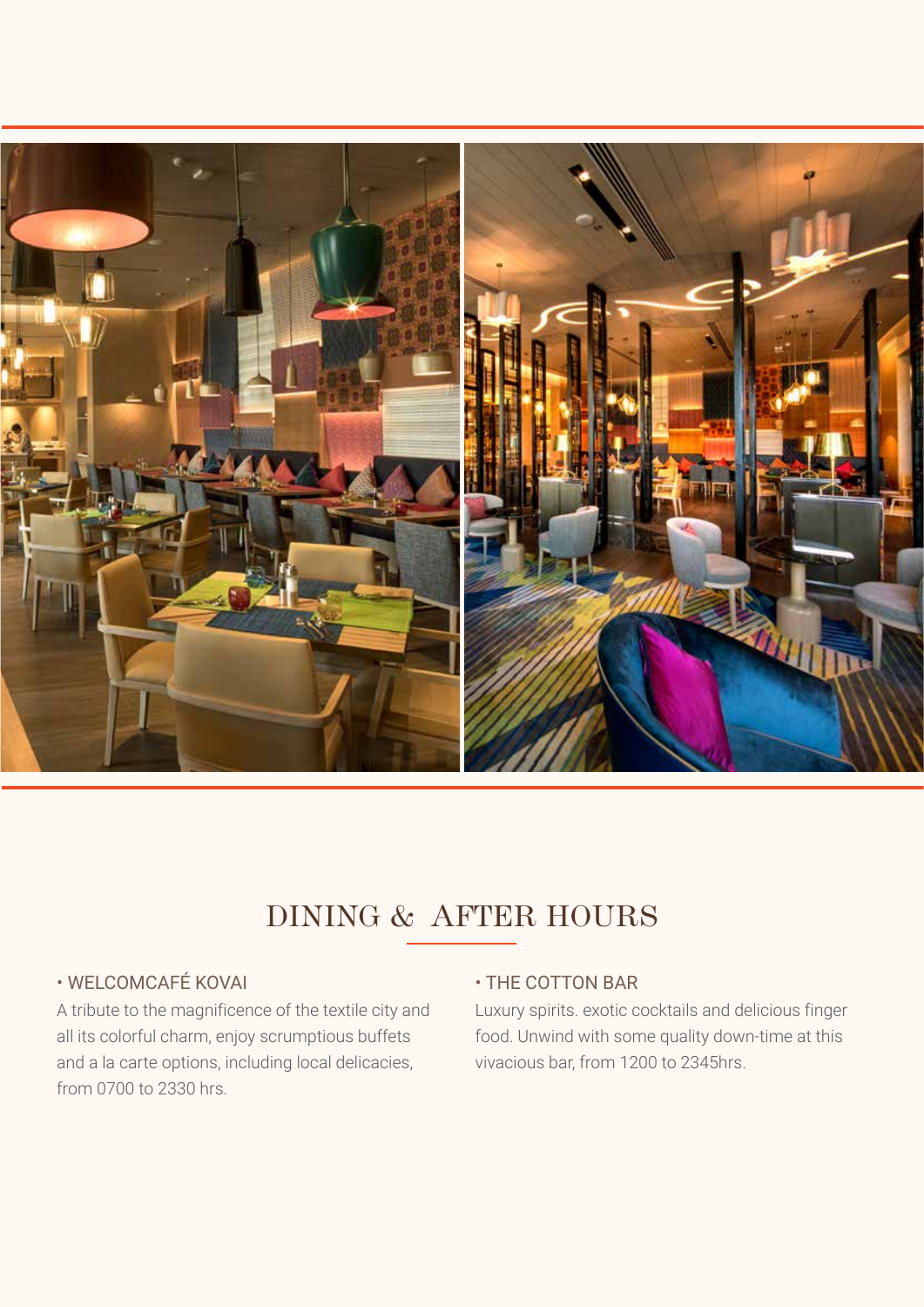# DINING & AFTER HOURS

• WELCOMCAFÉ KOVAI

A tribute to the magnificence of the textile city and all its colorful charm, enjoy scrumptious buffets and a la carte options, including local delicacies, from 0700 to 2330 hrs.

• THE COTTON BAR

Luxury spirits. exotic cocktails and delicious finger food. Unwind with some quality down-time at this vivacious bar, from 1200 to 2345hrs.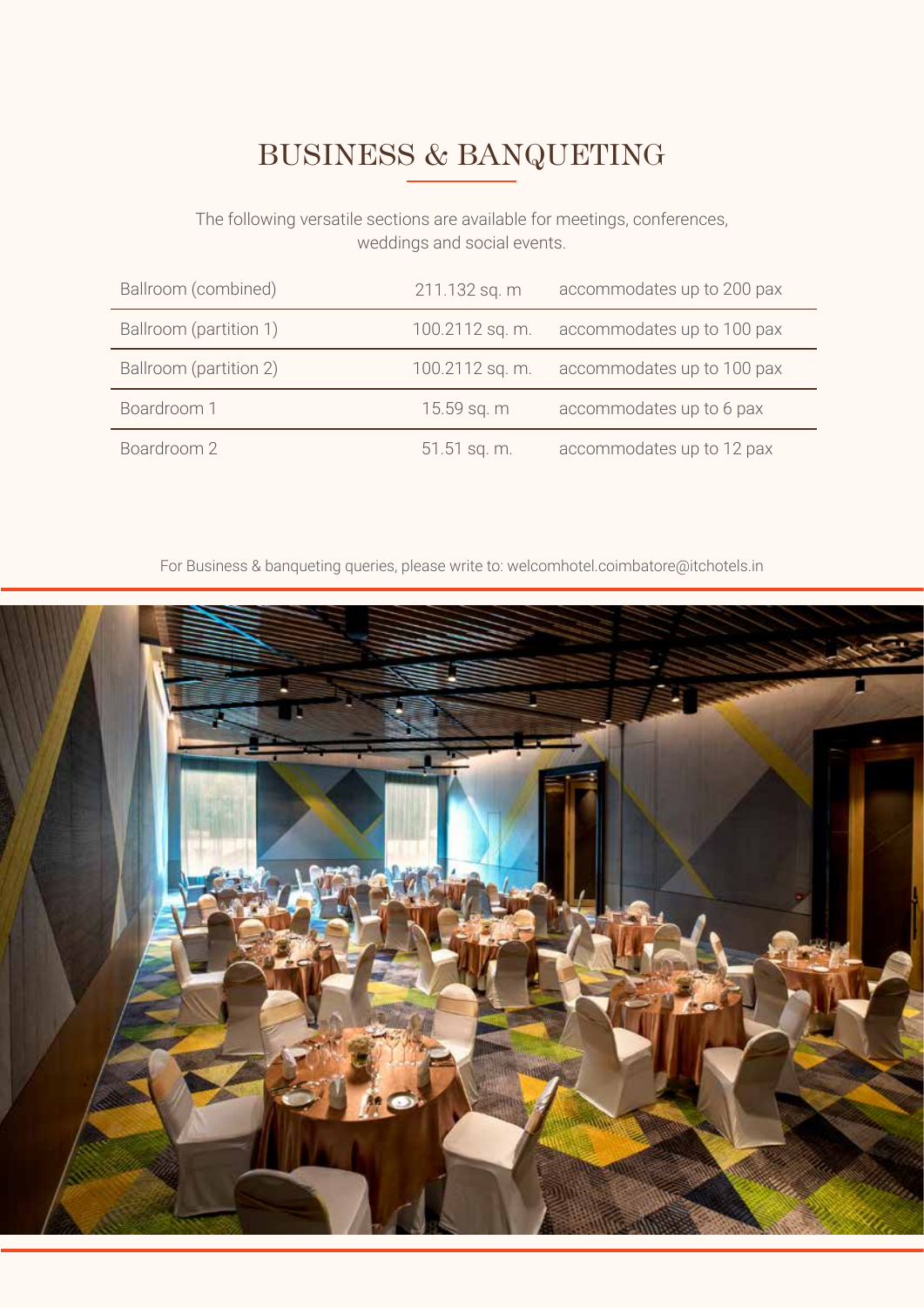# BUSINESS & BANQUETING

The following versatile sections are available for meetings, conferences, weddings and social events.

| | | |
|---|---|---|
| Ballroom (combined) | 211.132 sq. m | accommodates up to 200 pax |
| Ballroom (partition 1) | 100.2112 sq. m. | accommodates up to 100 pax |
| Ballroom (partition 2) | 100.2112 sq. m. | accommodates up to 100 pax |
| Boardroom 1 | 15.59 sq. m | accommodates up to 6 pax |
| Boardroom 2 | 51.51 sq. m. | accommodates up to 12 pax |

For Business & banqueting queries, please write to: welcomhotel.coimbatore@itchotels.in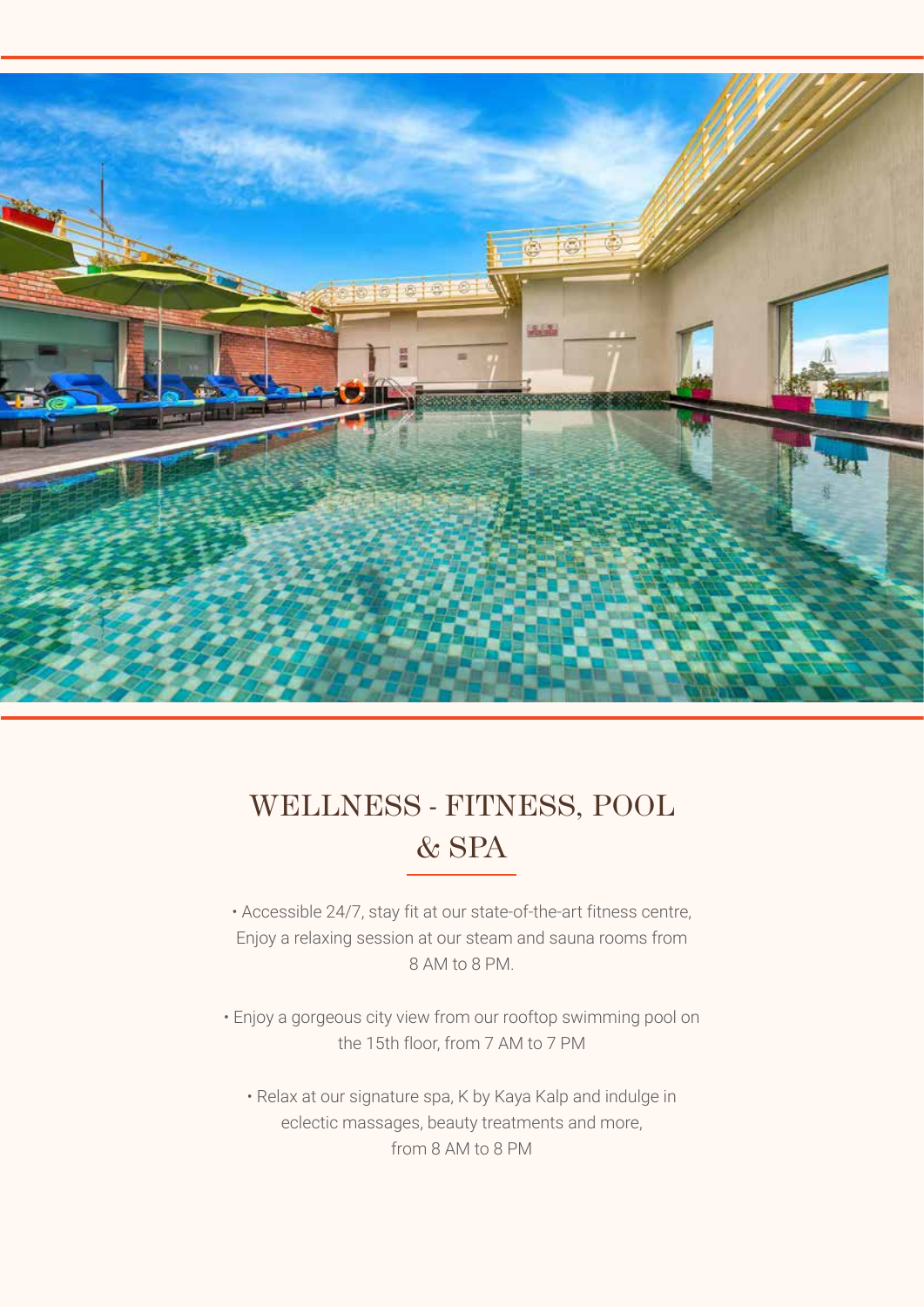# WELLNESS - FITNESS, POOL & SPA

• Accessible 24/7, stay fit at our state-of-the-art fitness centre, Enjoy a relaxing session at our steam and sauna rooms from 8 AM to 8 PM.

• Enjoy a gorgeous city view from our rooftop swimming pool on the 15th floor, from 7 AM to 7 PM

• Relax at our signature spa, K by Kaya Kalp and indulge in eclectic massages, beauty treatments and more, from 8 AM to 8 PM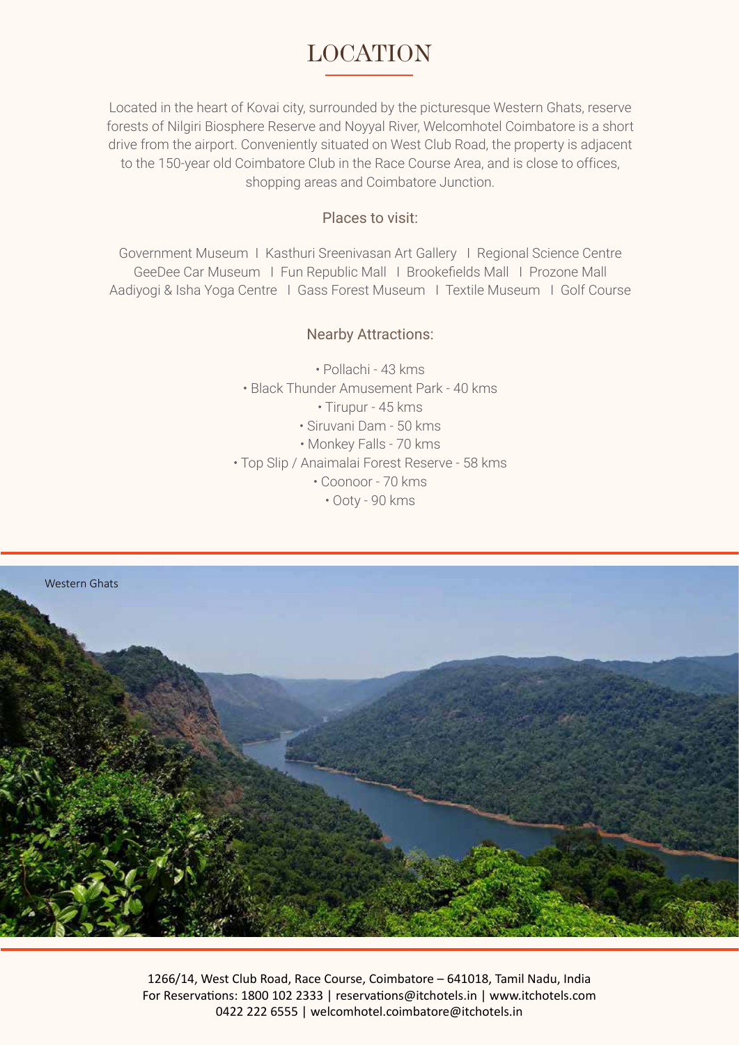# LOCATION

Located in the heart of Kovai city, surrounded by the picturesque Western Ghats, reserve forests of Nilgiri Biosphere Reserve and Noyyal River, Welcomhotel Coimbatore is a short drive from the airport. Conveniently situated on West Club Road, the property is adjacent to the 150-year old Coimbatore Club in the Race Course Area, and is close to offices, shopping areas and Coimbatore Junction.

## Places to visit:

Government Museum I Kasthuri Sreenivasan Art Gallery I Regional Science Centre
GeeDee Car Museum I Fun Republic Mall I Brookefields Mall I Prozone Mall
Aadiyogi & Isha Yoga Centre I Gass Forest Museum I Textile Museum I Golf Course

## Nearby Attractions:

- Pollachi - 43 kms
- Black Thunder Amusement Park - 40 kms
- Tirupur - 45 kms
- Siruvani Dam - 50 kms
- Monkey Falls - 70 kms
- Top Slip / Anaimalai Forest Reserve - 58 kms
- Coonoor - 70 kms
- Ooty - 90 kms

Western Ghats

1266/14, West Club Road, Race Course, Coimbatore – 641018, Tamil Nadu, India
For Reservations: 1800 102 2333 | reservations@itchotels.in | www.itchotels.com
0422 222 6555 | welcomhotel.coimbatore@itchotels.in